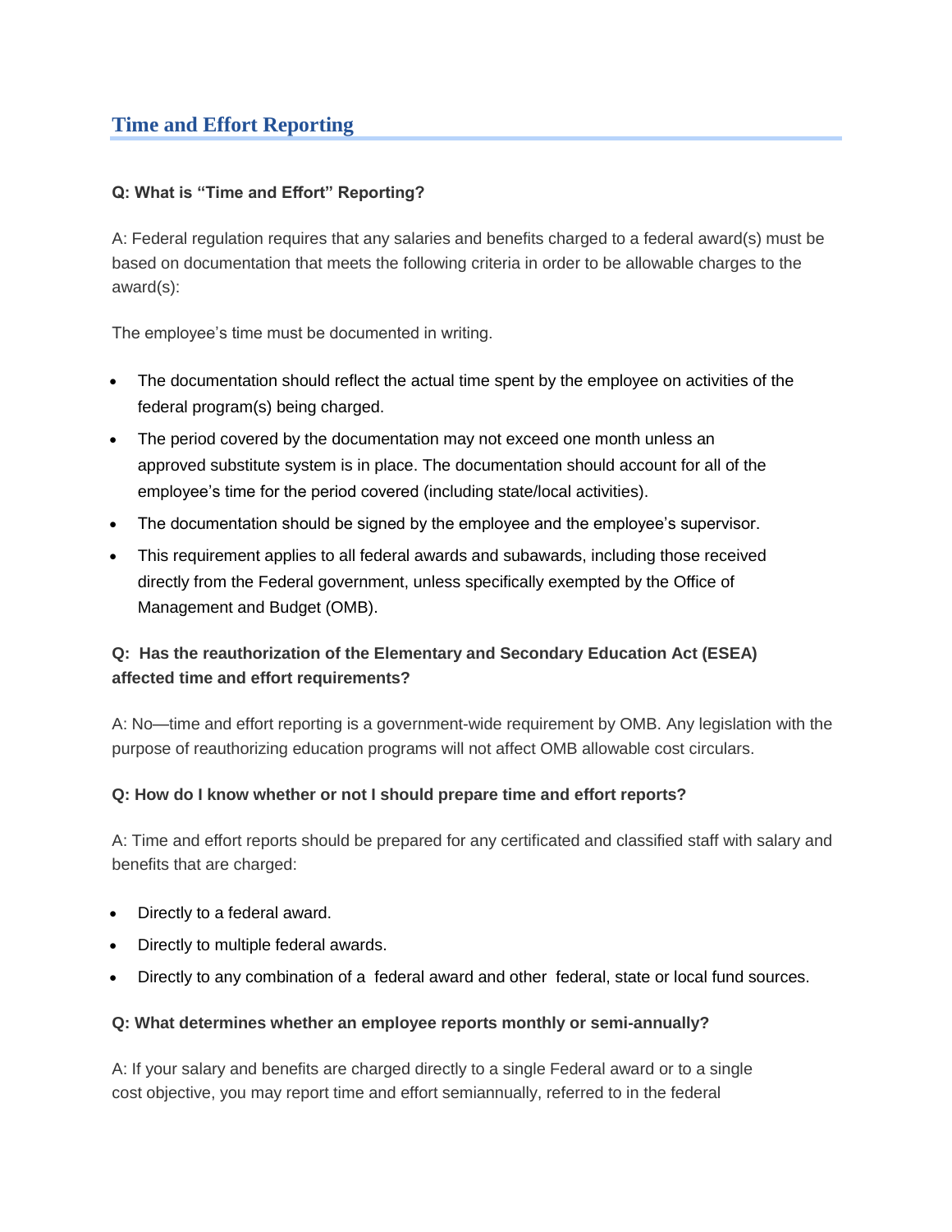## Time and Effort Reporting

**Q: What is "Time and Effort" Reporting?**

A: Federal regulation requires that any salaries and benefits charged to a federal award(s) must be based on documentation that meets the following criteria in order to be allowable charges to the award(s):

The employee's time must be documented in writing.

- The documentation should reflect the actual time spent by the employee on activities of the federal program(s) being charged.
- The period covered by the documentation may not exceed one month unless an approved substitute system is in place. The documentation should account for all of the employee's time for the period covered (including state/local activities).
- The documentation should be signed by the employee and the employee's supervisor.
- This requirement applies to all federal awards and subawards, including those received directly from the Federal government, unless specifically exempted by the Office of Management and Budget (OMB).

**Q: Has the reauthorization of the Elementary and Secondary Education Act (ESEA) affected time and effort requirements?**

A: No—time and effort reporting is a government-wide requirement by OMB. Any legislation with the purpose of reauthorizing education programs will not affect OMB allowable cost circulars.

**Q: How do I know whether or not I should prepare time and effort reports?**

A: Time and effort reports should be prepared for any certificated and classified staff with salary and benefits that are charged:

- Directly to a federal award.
- Directly to multiple federal awards.
- Directly to any combination of a federal award and other federal, state or local fund sources.

**Q: What determines whether an employee reports monthly or semi-annually?**

A: If your salary and benefits are charged directly to a single Federal award or to a single cost objective, you may report time and effort semiannually, referred to in the federal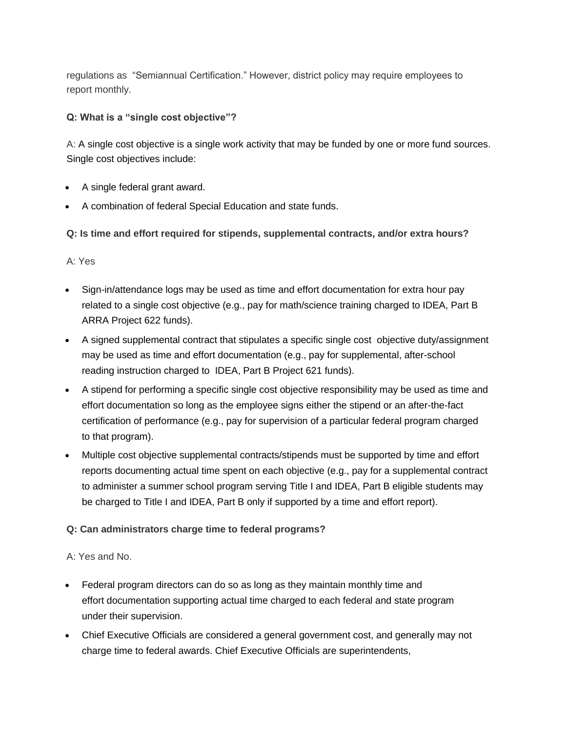regulations as "Semiannual Certification." However, district policy may require employees to report monthly.

**Q: What is a "single cost objective"?**

A: A single cost objective is a single work activity that may be funded by one or more fund sources. Single cost objectives include:

- A single federal grant award.
- A combination of federal Special Education and state funds.

**Q: Is time and effort required for stipends, supplemental contracts, and/or extra hours?**

A: Yes

- Sign-in/attendance logs may be used as time and effort documentation for extra hour pay related to a single cost objective (e.g., pay for math/science training charged to IDEA, Part B ARRA Project 622 funds).
- A signed supplemental contract that stipulates a specific single cost objective duty/assignment may be used as time and effort documentation (e.g., pay for supplemental, after-school reading instruction charged to IDEA, Part B Project 621 funds).
- A stipend for performing a specific single cost objective responsibility may be used as time and effort documentation so long as the employee signs either the stipend or an after-the-fact certification of performance (e.g., pay for supervision of a particular federal program charged to that program).
- Multiple cost objective supplemental contracts/stipends must be supported by time and effort reports documenting actual time spent on each objective (e.g., pay for a supplemental contract to administer a summer school program serving Title I and IDEA, Part B eligible students may be charged to Title I and IDEA, Part B only if supported by a time and effort report).

**Q: Can administrators charge time to federal programs?**

A: Yes and No.

- Federal program directors can do so as long as they maintain monthly time and effort documentation supporting actual time charged to each federal and state program under their supervision.
- Chief Executive Officials are considered a general government cost, and generally may not charge time to federal awards. Chief Executive Officials are superintendents,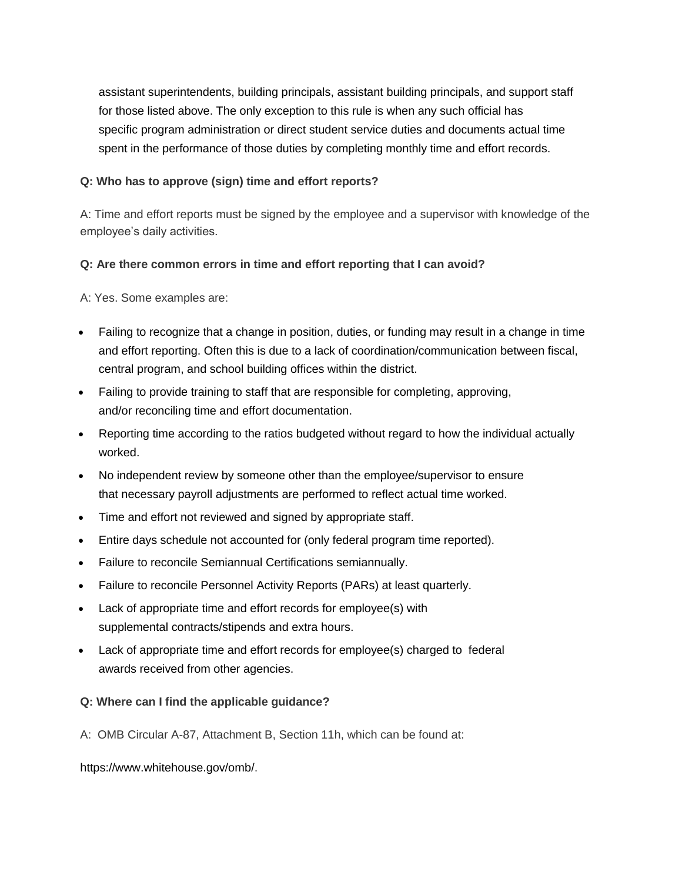assistant superintendents, building principals, assistant building principals, and support staff for those listed above. The only exception to this rule is when any such official has specific program administration or direct student service duties and documents actual time spent in the performance of those duties by completing monthly time and effort records.

**Q: Who has to approve (sign) time and effort reports?**

A: Time and effort reports must be signed by the employee and a supervisor with knowledge of the employee's daily activities.

**Q: Are there common errors in time and effort reporting that I can avoid?**

A: Yes. Some examples are:

- Failing to recognize that a change in position, duties, or funding may result in a change in time and effort reporting. Often this is due to a lack of coordination/communication between fiscal, central program, and school building offices within the district.
- Failing to provide training to staff that are responsible for completing, approving, and/or reconciling time and effort documentation.
- Reporting time according to the ratios budgeted without regard to how the individual actually worked.
- No independent review by someone other than the employee/supervisor to ensure that necessary payroll adjustments are performed to reflect actual time worked.
- Time and effort not reviewed and signed by appropriate staff.
- Entire days schedule not accounted for (only federal program time reported).
- Failure to reconcile Semiannual Certifications semiannually.
- Failure to reconcile Personnel Activity Reports (PARs) at least quarterly.
- Lack of appropriate time and effort records for employee(s) with supplemental contracts/stipends and extra hours.
- Lack of appropriate time and effort records for employee(s) charged to federal awards received from other agencies.

**Q: Where can I find the applicable guidance?**

A: OMB Circular A-87, Attachment B, Section 11h, which can be found at:

https://www.whitehouse.gov/omb/.